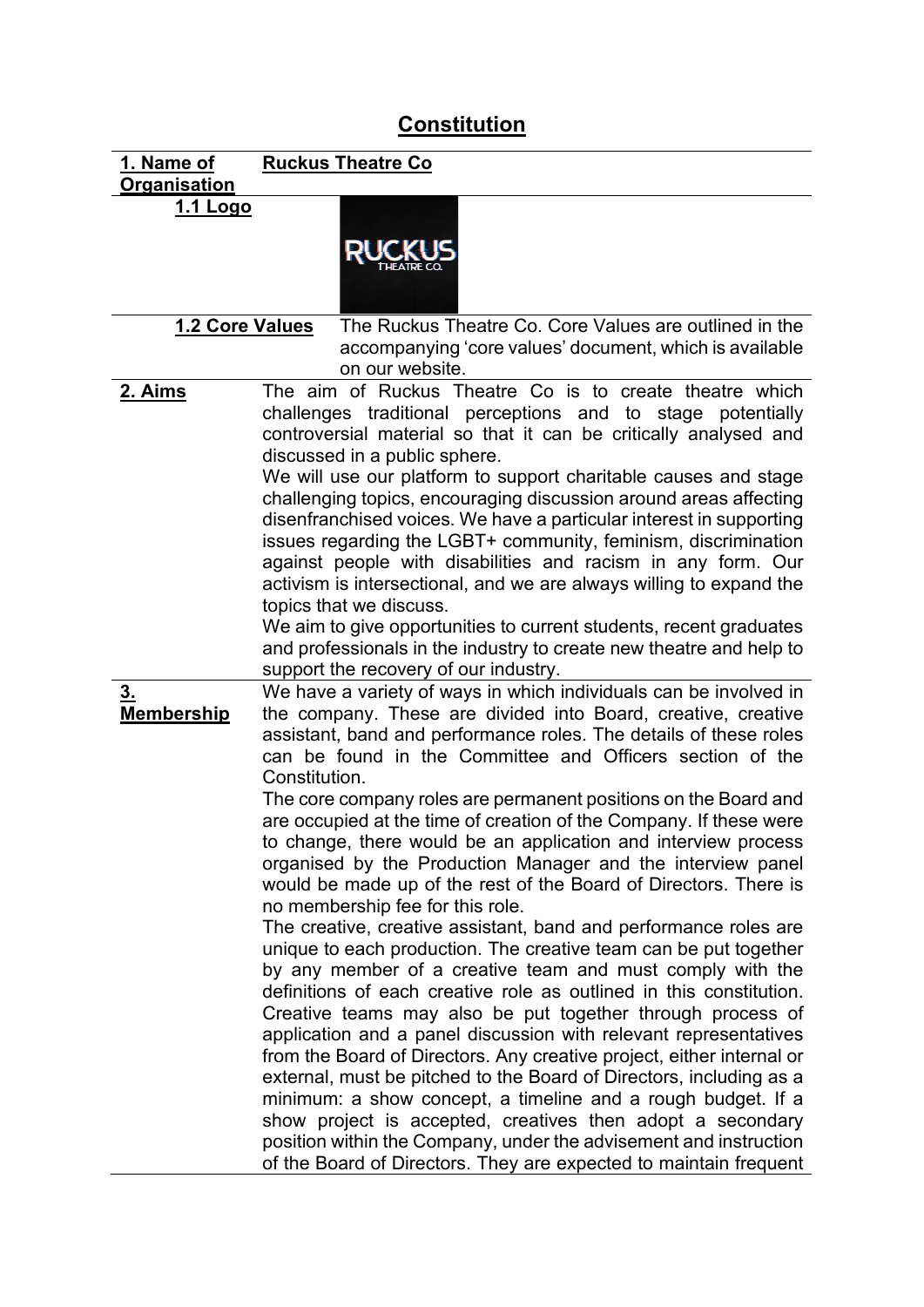# Constitution

**1. Name of Organisation** — **Ruckus Theatre Co**

**1.1 Logo**

**1.2 Core Values**

The Ruckus Theatre Co. Core Values are outlined in the accompanying 'core values' document, which is available on our website.

## 2. Aims

The aim of Ruckus Theatre Co is to create theatre which challenges traditional perceptions and to stage potentially controversial material so that it can be critically analysed and discussed in a public sphere.

We will use our platform to support charitable causes and stage challenging topics, encouraging discussion around areas affecting disenfranchised voices. We have a particular interest in supporting issues regarding the LGBT+ community, feminism, discrimination against people with disabilities and racism in any form. Our activism is intersectional, and we are always willing to expand the topics that we discuss.

We aim to give opportunities to current students, recent graduates and professionals in the industry to create new theatre and help to support the recovery of our industry.

## 3. Membership

We have a variety of ways in which individuals can be involved in the company. These are divided into Board, creative, creative assistant, band and performance roles. The details of these roles can be found in the Committee and Officers section of the Constitution.

The core company roles are permanent positions on the Board and are occupied at the time of creation of the Company. If these were to change, there would be an application and interview process organised by the Production Manager and the interview panel would be made up of the rest of the Board of Directors. There is no membership fee for this role.

The creative, creative assistant, band and performance roles are unique to each production. The creative team can be put together by any member of a creative team and must comply with the definitions of each creative role as outlined in this constitution. Creative teams may also be put together through process of application and a panel discussion with relevant representatives from the Board of Directors. Any creative project, either internal or external, must be pitched to the Board of Directors, including as a minimum: a show concept, a timeline and a rough budget. If a show project is accepted, creatives then adopt a secondary position within the Company, under the advisement and instruction of the Board of Directors. They are expected to maintain frequent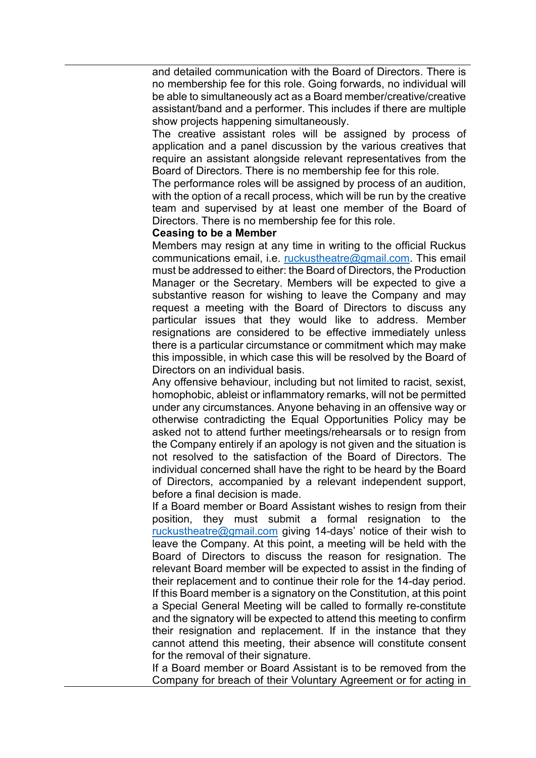and detailed communication with the Board of Directors. There is no membership fee for this role. Going forwards, no individual will be able to simultaneously act as a Board member/creative/creative assistant/band and a performer. This includes if there are multiple show projects happening simultaneously.

The creative assistant roles will be assigned by process of application and a panel discussion by the various creatives that require an assistant alongside relevant representatives from the Board of Directors. There is no membership fee for this role.

The performance roles will be assigned by process of an audition, with the option of a recall process, which will be run by the creative team and supervised by at least one member of the Board of Directors. There is no membership fee for this role.

**Ceasing to be a Member**

Members may resign at any time in writing to the official Ruckus communications email, i.e. ruckustheatre@gmail.com. This email must be addressed to either: the Board of Directors, the Production Manager or the Secretary. Members will be expected to give a substantive reason for wishing to leave the Company and may request a meeting with the Board of Directors to discuss any particular issues that they would like to address. Member resignations are considered to be effective immediately unless there is a particular circumstance or commitment which may make this impossible, in which case this will be resolved by the Board of Directors on an individual basis.

Any offensive behaviour, including but not limited to racist, sexist, homophobic, ableist or inflammatory remarks, will not be permitted under any circumstances. Anyone behaving in an offensive way or otherwise contradicting the Equal Opportunities Policy may be asked not to attend further meetings/rehearsals or to resign from the Company entirely if an apology is not given and the situation is not resolved to the satisfaction of the Board of Directors. The individual concerned shall have the right to be heard by the Board of Directors, accompanied by a relevant independent support, before a final decision is made.

If a Board member or Board Assistant wishes to resign from their position, they must submit a formal resignation to the ruckustheatre@gmail.com giving 14-days' notice of their wish to leave the Company. At this point, a meeting will be held with the Board of Directors to discuss the reason for resignation. The relevant Board member will be expected to assist in the finding of their replacement and to continue their role for the 14-day period. If this Board member is a signatory on the Constitution, at this point a Special General Meeting will be called to formally re-constitute and the signatory will be expected to attend this meeting to confirm their resignation and replacement. If in the instance that they cannot attend this meeting, their absence will constitute consent for the removal of their signature.

If a Board member or Board Assistant is to be removed from the Company for breach of their Voluntary Agreement or for acting in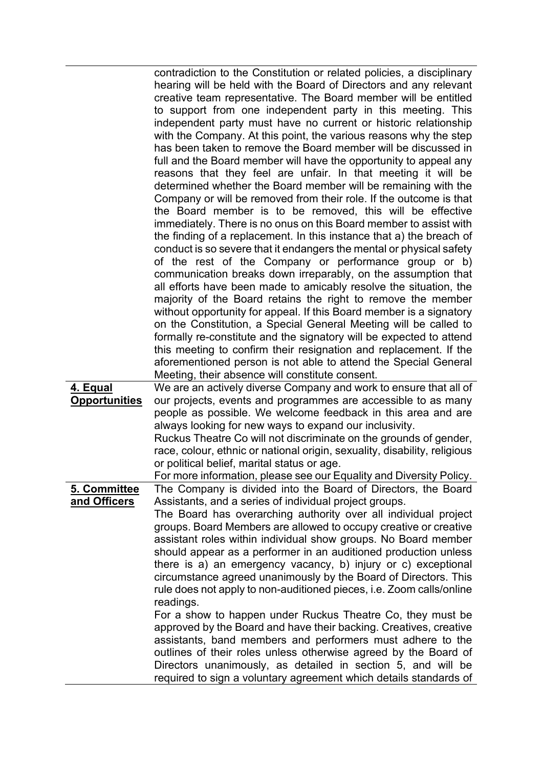| | |
|---|---|
| | contradiction to the Constitution or related policies, a disciplinary hearing will be held with the Board of Directors and any relevant creative team representative. The Board member will be entitled to support from one independent party in this meeting. This independent party must have no current or historic relationship with the Company. At this point, the various reasons why the step has been taken to remove the Board member will be discussed in full and the Board member will have the opportunity to appeal any reasons that they feel are unfair. In that meeting it will be determined whether the Board member will be remaining with the Company or will be removed from their role. If the outcome is that the Board member is to be removed, this will be effective immediately. There is no onus on this Board member to assist with the finding of a replacement. In this instance that a) the breach of conduct is so severe that it endangers the mental or physical safety of the rest of the Company or performance group or b) communication breaks down irreparably, on the assumption that all efforts have been made to amicably resolve the situation, the majority of the Board retains the right to remove the member without opportunity for appeal. If this Board member is a signatory on the Constitution, a Special General Meeting will be called to formally re-constitute and the signatory will be expected to attend this meeting to confirm their resignation and replacement. If the aforementioned person is not able to attend the Special General Meeting, their absence will constitute consent. |
| **4. Equal Opportunities** | We are an actively diverse Company and work to ensure that all of our projects, events and programmes are accessible to as many people as possible. We welcome feedback in this area and are always looking for new ways to expand our inclusivity.<br>Ruckus Theatre Co will not discriminate on the grounds of gender, race, colour, ethnic or national origin, sexuality, disability, religious or political belief, marital status or age.<br>For more information, please see our Equality and Diversity Policy. |
| **5. Committee and Officers** | The Company is divided into the Board of Directors, the Board Assistants, and a series of individual project groups.<br>The Board has overarching authority over all individual project groups. Board Members are allowed to occupy creative or creative assistant roles within individual show groups. No Board member should appear as a performer in an auditioned production unless there is a) an emergency vacancy, b) injury or c) exceptional circumstance agreed unanimously by the Board of Directors. This rule does not apply to non-auditioned pieces, i.e. Zoom calls/online readings.<br>For a show to happen under Ruckus Theatre Co, they must be approved by the Board and have their backing. Creatives, creative assistants, band members and performers must adhere to the outlines of their roles unless otherwise agreed by the Board of Directors unanimously, as detailed in section 5, and will be required to sign a voluntary agreement which details standards of |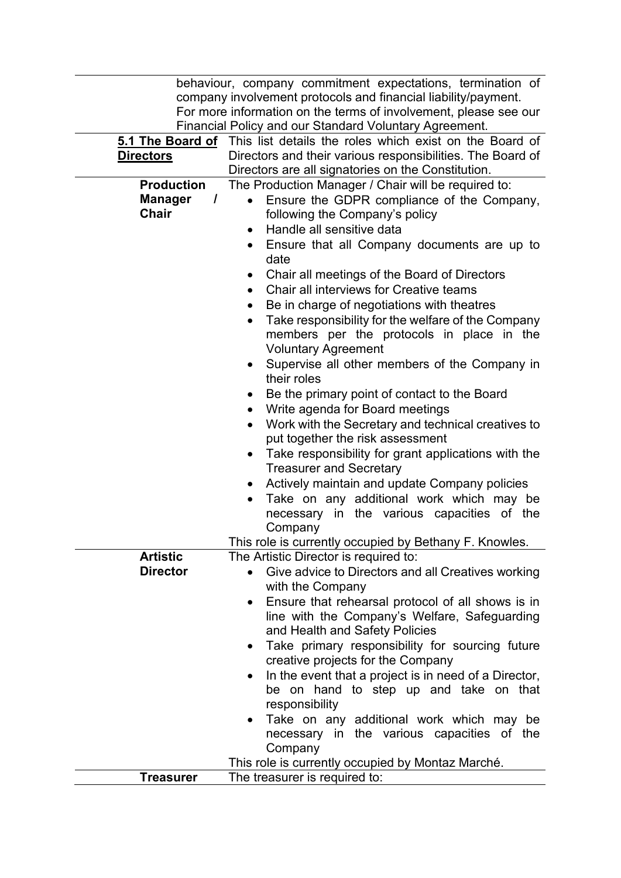| | |
|---|---|
| | behaviour, company commitment expectations, termination of company involvement protocols and financial liability/payment. For more information on the terms of involvement, please see our Financial Policy and our Standard Voluntary Agreement. |
| **5.1 The Board of Directors** | This list details the roles which exist on the Board of Directors and their various responsibilities. The Board of Directors are all signatories on the Constitution. |
| **Production Manager / Chair** | The Production Manager / Chair will be required to:<br>• Ensure the GDPR compliance of the Company, following the Company's policy<br>• Handle all sensitive data<br>• Ensure that all Company documents are up to date<br>• Chair all meetings of the Board of Directors<br>• Chair all interviews for Creative teams<br>• Be in charge of negotiations with theatres<br>• Take responsibility for the welfare of the Company members per the protocols in place in the Voluntary Agreement<br>• Supervise all other members of the Company in their roles<br>• Be the primary point of contact to the Board<br>• Write agenda for Board meetings<br>• Work with the Secretary and technical creatives to put together the risk assessment<br>• Take responsibility for grant applications with the Treasurer and Secretary<br>• Actively maintain and update Company policies<br>• Take on any additional work which may be necessary in the various capacities of the Company<br>This role is currently occupied by Bethany F. Knowles. |
| **Artistic Director** | The Artistic Director is required to:<br>• Give advice to Directors and all Creatives working with the Company<br>• Ensure that rehearsal protocol of all shows is in line with the Company's Welfare, Safeguarding and Health and Safety Policies<br>• Take primary responsibility for sourcing future creative projects for the Company<br>• In the event that a project is in need of a Director, be on hand to step up and take on that responsibility<br>• Take on any additional work which may be necessary in the various capacities of the Company<br>This role is currently occupied by Montaz Marché. |
| **Treasurer** | The treasurer is required to: |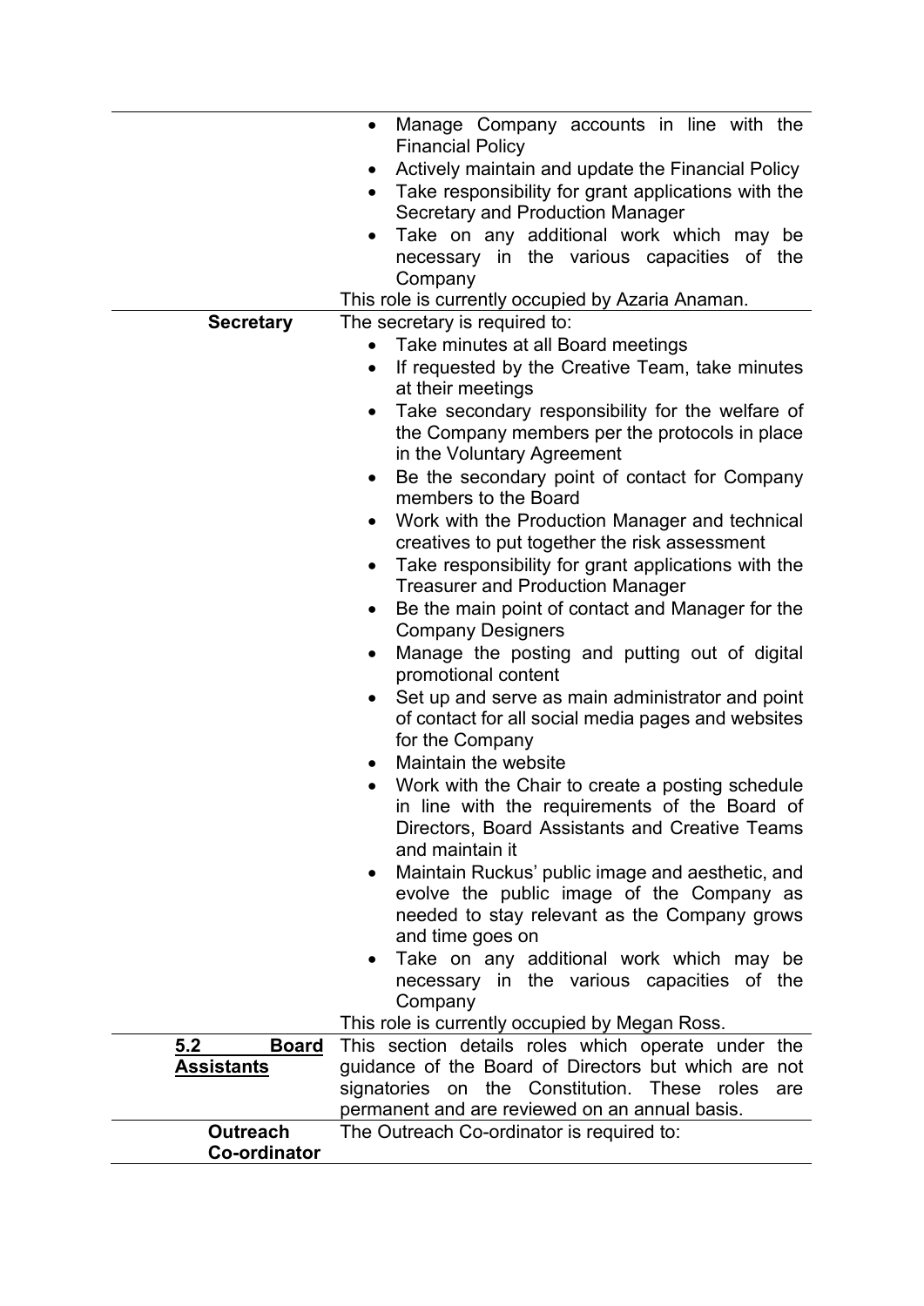| | |
|---|---|
| | • Manage Company accounts in line with the Financial Policy<br>• Actively maintain and update the Financial Policy<br>• Take responsibility for grant applications with the Secretary and Production Manager<br>• Take on any additional work which may be necessary in the various capacities of the Company<br>This role is currently occupied by Azaria Anaman. |
| **Secretary** | The secretary is required to:<br>• Take minutes at all Board meetings<br>• If requested by the Creative Team, take minutes at their meetings<br>• Take secondary responsibility for the welfare of the Company members per the protocols in place in the Voluntary Agreement<br>• Be the secondary point of contact for Company members to the Board<br>• Work with the Production Manager and technical creatives to put together the risk assessment<br>• Take responsibility for grant applications with the Treasurer and Production Manager<br>• Be the main point of contact and Manager for the Company Designers<br>• Manage the posting and putting out of digital promotional content<br>• Set up and serve as main administrator and point of contact for all social media pages and websites for the Company<br>• Maintain the website<br>• Work with the Chair to create a posting schedule in line with the requirements of the Board of Directors, Board Assistants and Creative Teams and maintain it<br>• Maintain Ruckus' public image and aesthetic, and evolve the public image of the Company as needed to stay relevant as the Company grows and time goes on<br>• Take on any additional work which may be necessary in the various capacities of the Company<br>This role is currently occupied by Megan Ross. |
| **<u>5.2 Board Assistants</u>** | This section details roles which operate under the guidance of the Board of Directors but which are not signatories on the Constitution. These roles are permanent and are reviewed on an annual basis. |
| **Outreach Co-ordinator** | The Outreach Co-ordinator is required to: |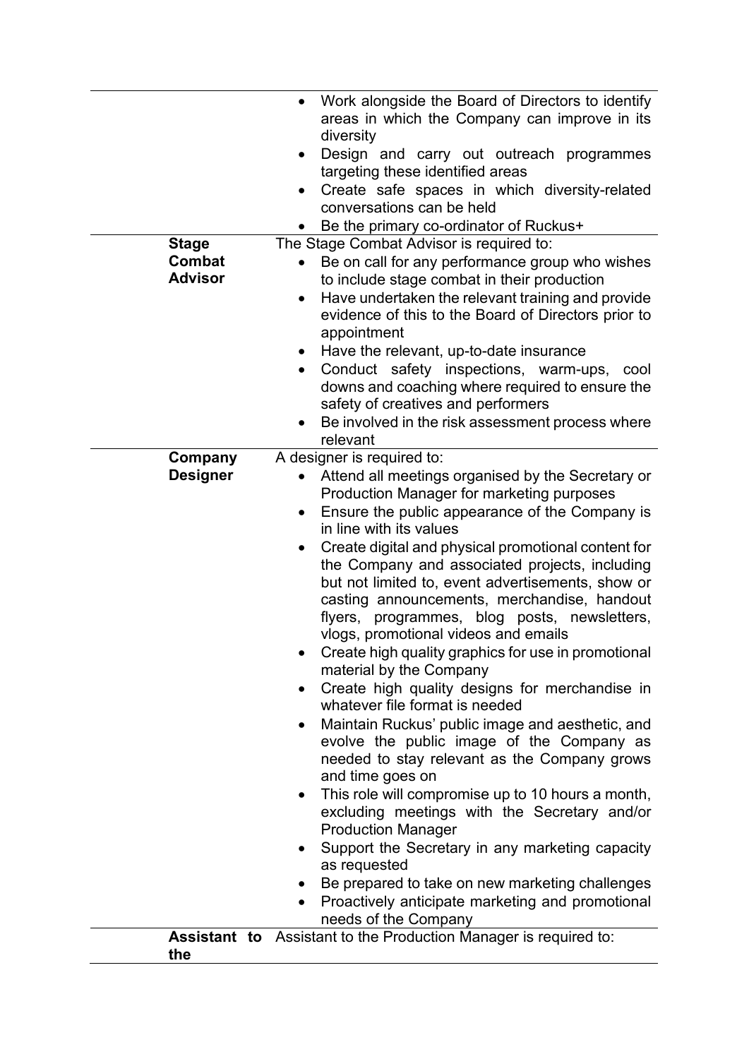| | |
|---|---|
| | • Work alongside the Board of Directors to identify areas in which the Company can improve in its diversity<br>• Design and carry out outreach programmes targeting these identified areas<br>• Create safe spaces in which diversity-related conversations can be held<br>• Be the primary co-ordinator of Ruckus+ |
| **Stage Combat Advisor** | The Stage Combat Advisor is required to:<br>• Be on call for any performance group who wishes to include stage combat in their production<br>• Have undertaken the relevant training and provide evidence of this to the Board of Directors prior to appointment<br>• Have the relevant, up-to-date insurance<br>• Conduct safety inspections, warm-ups, cool downs and coaching where required to ensure the safety of creatives and performers<br>• Be involved in the risk assessment process where relevant |
| **Company Designer** | A designer is required to:<br>• Attend all meetings organised by the Secretary or Production Manager for marketing purposes<br>• Ensure the public appearance of the Company is in line with its values<br>• Create digital and physical promotional content for the Company and associated projects, including but not limited to, event advertisements, show or casting announcements, merchandise, handout flyers, programmes, blog posts, newsletters, vlogs, promotional videos and emails<br>• Create high quality graphics for use in promotional material by the Company<br>• Create high quality designs for merchandise in whatever file format is needed<br>• Maintain Ruckus' public image and aesthetic, and evolve the public image of the Company as needed to stay relevant as the Company grows and time goes on<br>• This role will compromise up to 10 hours a month, excluding meetings with the Secretary and/or Production Manager<br>• Support the Secretary in any marketing capacity as requested<br>• Be prepared to take on new marketing challenges<br>• Proactively anticipate marketing and promotional needs of the Company |
| **Assistant to the** | Assistant to the Production Manager is required to: |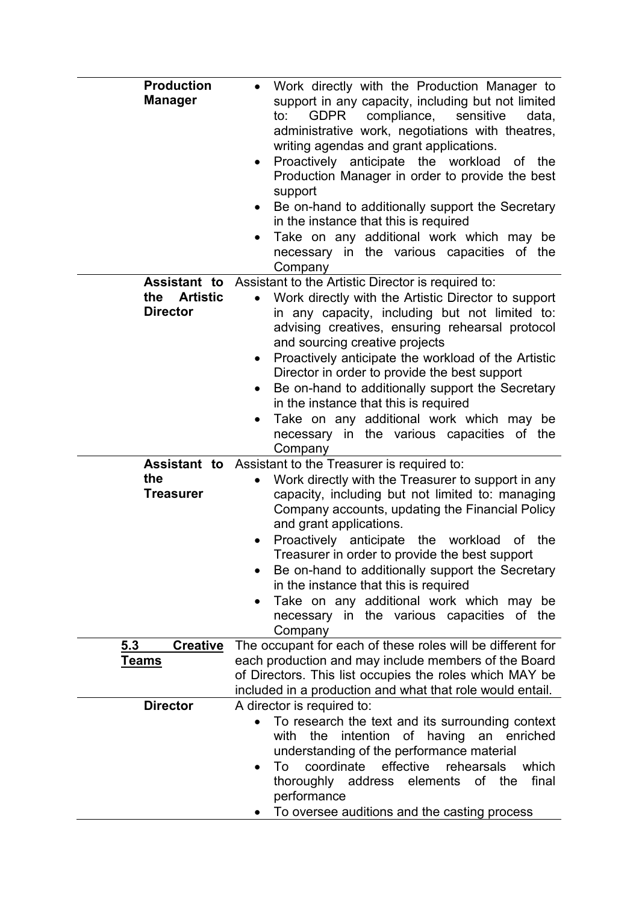| | |
|---|---|
| **Production Manager** | • Work directly with the Production Manager to support in any capacity, including but not limited to: GDPR compliance, sensitive data, administrative work, negotiations with theatres, writing agendas and grant applications.<br>• Proactively anticipate the workload of the Production Manager in order to provide the best support<br>• Be on-hand to additionally support the Secretary in the instance that this is required<br>• Take on any additional work which may be necessary in the various capacities of the Company |
| **Assistant to the Artistic Director** | Assistant to the Artistic Director is required to:<br>• Work directly with the Artistic Director to support in any capacity, including but not limited to: advising creatives, ensuring rehearsal protocol and sourcing creative projects<br>• Proactively anticipate the workload of the Artistic Director in order to provide the best support<br>• Be on-hand to additionally support the Secretary in the instance that this is required<br>• Take on any additional work which may be necessary in the various capacities of the Company |
| **Assistant to the Treasurer** | Assistant to the Treasurer is required to:<br>• Work directly with the Treasurer to support in any capacity, including but not limited to: managing Company accounts, updating the Financial Policy and grant applications.<br>• Proactively anticipate the workload of the Treasurer in order to provide the best support<br>• Be on-hand to additionally support the Secretary in the instance that this is required<br>• Take on any additional work which may be necessary in the various capacities of the Company |
| **<u>5.3 Creative Teams</u>** | The occupant for each of these roles will be different for each production and may include members of the Board of Directors. This list occupies the roles which MAY be included in a production and what that role would entail. |
| **Director** | A director is required to:<br>• To research the text and its surrounding context with the intention of having an enriched understanding of the performance material<br>• To coordinate effective rehearsals which thoroughly address elements of the final performance<br>• To oversee auditions and the casting process |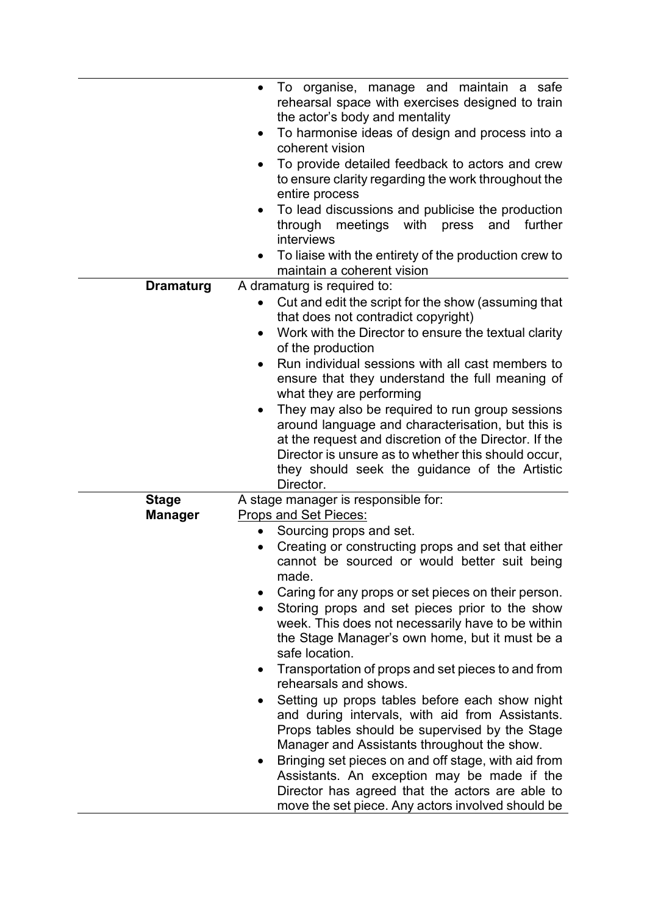| | |
|---|---|
| | <ul><li>To organise, manage and maintain a safe rehearsal space with exercises designed to train the actor's body and mentality</li><li>To harmonise ideas of design and process into a coherent vision</li><li>To provide detailed feedback to actors and crew to ensure clarity regarding the work throughout the entire process</li><li>To lead discussions and publicise the production through meetings with press and further interviews</li><li>To liaise with the entirety of the production crew to maintain a coherent vision</li></ul> |
| **Dramaturg** | A dramaturg is required to:<ul><li>Cut and edit the script for the show (assuming that that does not contradict copyright)</li><li>Work with the Director to ensure the textual clarity of the production</li><li>Run individual sessions with all cast members to ensure that they understand the full meaning of what they are performing</li><li>They may also be required to run group sessions around language and characterisation, but this is at the request and discretion of the Director. If the Director is unsure as to whether this should occur, they should seek the guidance of the Artistic Director.</li></ul> |
| **Stage Manager** | A stage manager is responsible for:<br><u>Props and Set Pieces:</u><ul><li>Sourcing props and set.</li><li>Creating or constructing props and set that either cannot be sourced or would better suit being made.</li><li>Caring for any props or set pieces on their person.</li><li>Storing props and set pieces prior to the show week. This does not necessarily have to be within the Stage Manager's own home, but it must be a safe location.</li><li>Transportation of props and set pieces to and from rehearsals and shows.</li><li>Setting up props tables before each show night and during intervals, with aid from Assistants. Props tables should be supervised by the Stage Manager and Assistants throughout the show.</li><li>Bringing set pieces on and off stage, with aid from Assistants. An exception may be made if the Director has agreed that the actors are able to move the set piece. Any actors involved should be</li></ul> |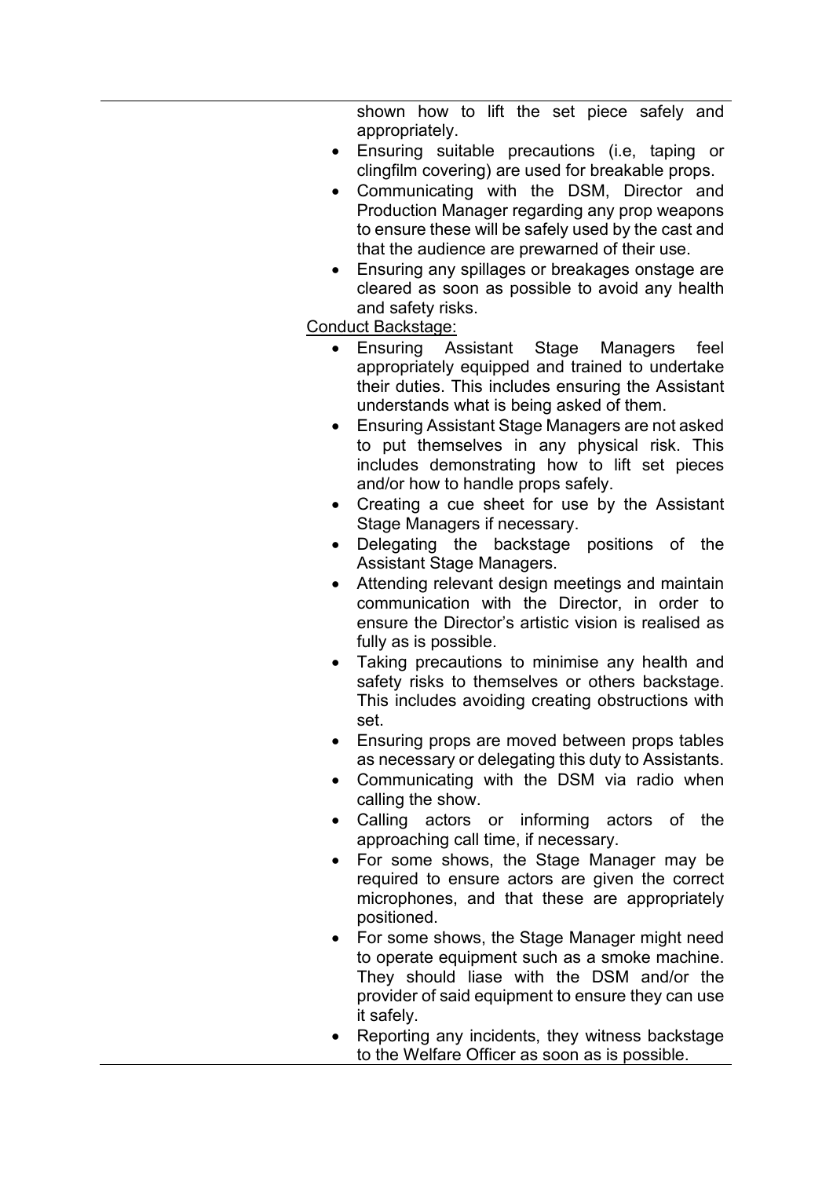shown how to lift the set piece safely and appropriately.

- Ensuring suitable precautions (i.e, taping or clingfilm covering) are used for breakable props.
- Communicating with the DSM, Director and Production Manager regarding any prop weapons to ensure these will be safely used by the cast and that the audience are prewarned of their use.
- Ensuring any spillages or breakages onstage are cleared as soon as possible to avoid any health and safety risks.

Conduct Backstage:

- Ensuring Assistant Stage Managers feel appropriately equipped and trained to undertake their duties. This includes ensuring the Assistant understands what is being asked of them.
- Ensuring Assistant Stage Managers are not asked to put themselves in any physical risk. This includes demonstrating how to lift set pieces and/or how to handle props safely.
- Creating a cue sheet for use by the Assistant Stage Managers if necessary.
- Delegating the backstage positions of the Assistant Stage Managers.
- Attending relevant design meetings and maintain communication with the Director, in order to ensure the Director's artistic vision is realised as fully as is possible.
- Taking precautions to minimise any health and safety risks to themselves or others backstage. This includes avoiding creating obstructions with set.
- Ensuring props are moved between props tables as necessary or delegating this duty to Assistants.
- Communicating with the DSM via radio when calling the show.
- Calling actors or informing actors of the approaching call time, if necessary.
- For some shows, the Stage Manager may be required to ensure actors are given the correct microphones, and that these are appropriately positioned.
- For some shows, the Stage Manager might need to operate equipment such as a smoke machine. They should liase with the DSM and/or the provider of said equipment to ensure they can use it safely.
- Reporting any incidents, they witness backstage to the Welfare Officer as soon as is possible.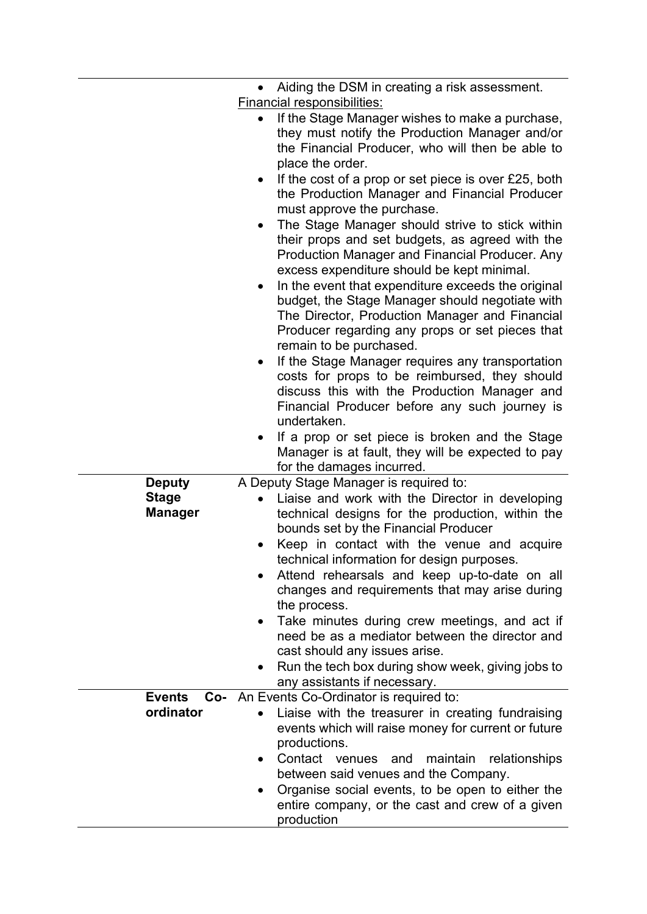| | |
|---|---|
| | • Aiding the DSM in creating a risk assessment.<br>Financial responsibilities:<br>• If the Stage Manager wishes to make a purchase, they must notify the Production Manager and/or the Financial Producer, who will then be able to place the order.<br>• If the cost of a prop or set piece is over £25, both the Production Manager and Financial Producer must approve the purchase.<br>• The Stage Manager should strive to stick within their props and set budgets, as agreed with the Production Manager and Financial Producer. Any excess expenditure should be kept minimal.<br>• In the event that expenditure exceeds the original budget, the Stage Manager should negotiate with The Director, Production Manager and Financial Producer regarding any props or set pieces that remain to be purchased.<br>• If the Stage Manager requires any transportation costs for props to be reimbursed, they should discuss this with the Production Manager and Financial Producer before any such journey is undertaken.<br>• If a prop or set piece is broken and the Stage Manager is at fault, they will be expected to pay for the damages incurred. |
| **Deputy Stage Manager** | A Deputy Stage Manager is required to:<br>• Liaise and work with the Director in developing technical designs for the production, within the bounds set by the Financial Producer<br>• Keep in contact with the venue and acquire technical information for design purposes.<br>• Attend rehearsals and keep up-to-date on all changes and requirements that may arise during the process.<br>• Take minutes during crew meetings, and act if need be as a mediator between the director and cast should any issues arise.<br>• Run the tech box during show week, giving jobs to any assistants if necessary. |
| **Events Co-ordinator** | An Events Co-Ordinator is required to:<br>• Liaise with the treasurer in creating fundraising events which will raise money for current or future productions.<br>• Contact venues and maintain relationships between said venues and the Company.<br>• Organise social events, to be open to either the entire company, or the cast and crew of a given production |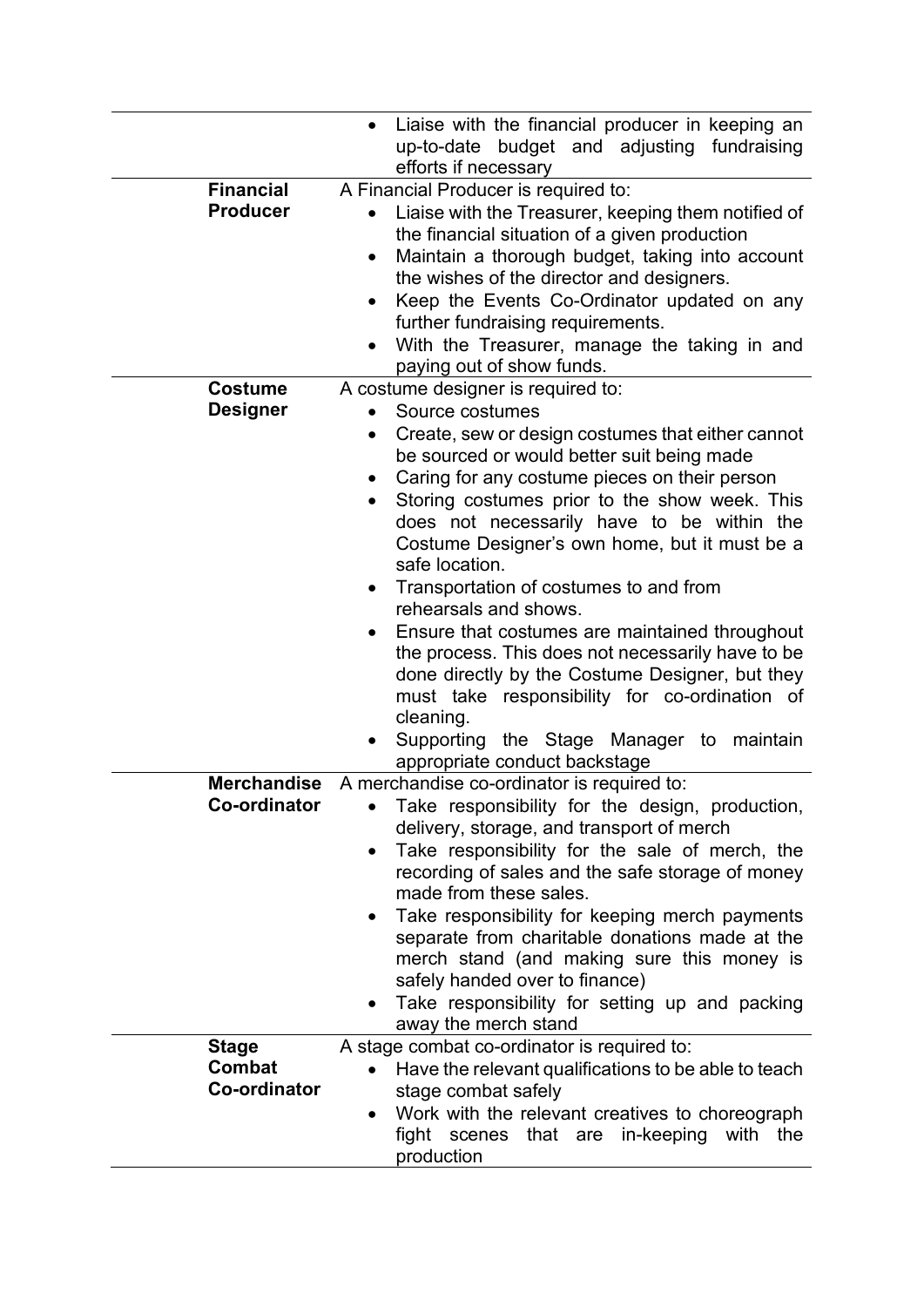| | |
|---|---|
| | • Liaise with the financial producer in keeping an up-to-date budget and adjusting fundraising efforts if necessary |
| **Financial Producer** | A Financial Producer is required to:<br>• Liaise with the Treasurer, keeping them notified of the financial situation of a given production<br>• Maintain a thorough budget, taking into account the wishes of the director and designers.<br>• Keep the Events Co-Ordinator updated on any further fundraising requirements.<br>• With the Treasurer, manage the taking in and paying out of show funds. |
| **Costume Designer** | A costume designer is required to:<br>• Source costumes<br>• Create, sew or design costumes that either cannot be sourced or would better suit being made<br>• Caring for any costume pieces on their person<br>• Storing costumes prior to the show week. This does not necessarily have to be within the Costume Designer's own home, but it must be a safe location.<br>• Transportation of costumes to and from rehearsals and shows.<br>• Ensure that costumes are maintained throughout the process. This does not necessarily have to be done directly by the Costume Designer, but they must take responsibility for co-ordination of cleaning.<br>• Supporting the Stage Manager to maintain appropriate conduct backstage |
| **Merchandise Co-ordinator** | A merchandise co-ordinator is required to:<br>• Take responsibility for the design, production, delivery, storage, and transport of merch<br>• Take responsibility for the sale of merch, the recording of sales and the safe storage of money made from these sales.<br>• Take responsibility for keeping merch payments separate from charitable donations made at the merch stand (and making sure this money is safely handed over to finance)<br>• Take responsibility for setting up and packing away the merch stand |
| **Stage Combat Co-ordinator** | A stage combat co-ordinator is required to:<br>• Have the relevant qualifications to be able to teach stage combat safely<br>• Work with the relevant creatives to choreograph fight scenes that are in-keeping with the production |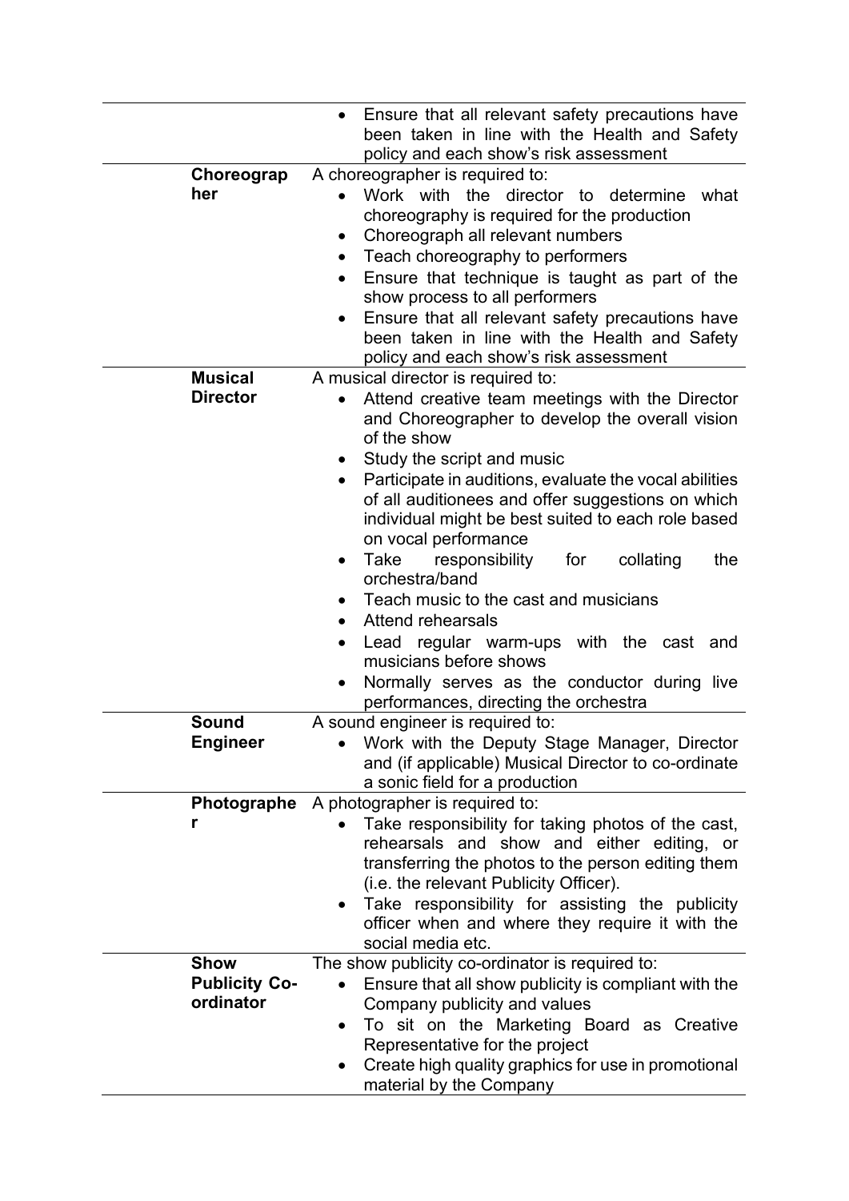| | |
|---|---|
| | • Ensure that all relevant safety precautions have been taken in line with the Health and Safety policy and each show's risk assessment |
| **Choreographer** | A choreographer is required to:<br>• Work with the director to determine what choreography is required for the production<br>• Choreograph all relevant numbers<br>• Teach choreography to performers<br>• Ensure that technique is taught as part of the show process to all performers<br>• Ensure that all relevant safety precautions have been taken in line with the Health and Safety policy and each show's risk assessment |
| **Musical Director** | A musical director is required to:<br>• Attend creative team meetings with the Director and Choreographer to develop the overall vision of the show<br>• Study the script and music<br>• Participate in auditions, evaluate the vocal abilities of all auditionees and offer suggestions on which individual might be best suited to each role based on vocal performance<br>• Take responsibility for collating the orchestra/band<br>• Teach music to the cast and musicians<br>• Attend rehearsals<br>• Lead regular warm-ups with the cast and musicians before shows<br>• Normally serves as the conductor during live performances, directing the orchestra |
| **Sound Engineer** | A sound engineer is required to:<br>• Work with the Deputy Stage Manager, Director and (if applicable) Musical Director to co-ordinate a sonic field for a production |
| **Photographer** | A photographer is required to:<br>• Take responsibility for taking photos of the cast, rehearsals and show and either editing, or transferring the photos to the person editing them (i.e. the relevant Publicity Officer).<br>• Take responsibility for assisting the publicity officer when and where they require it with the social media etc. |
| **Show Publicity Co-ordinator** | The show publicity co-ordinator is required to:<br>• Ensure that all show publicity is compliant with the Company publicity and values<br>• To sit on the Marketing Board as Creative Representative for the project<br>• Create high quality graphics for use in promotional material by the Company |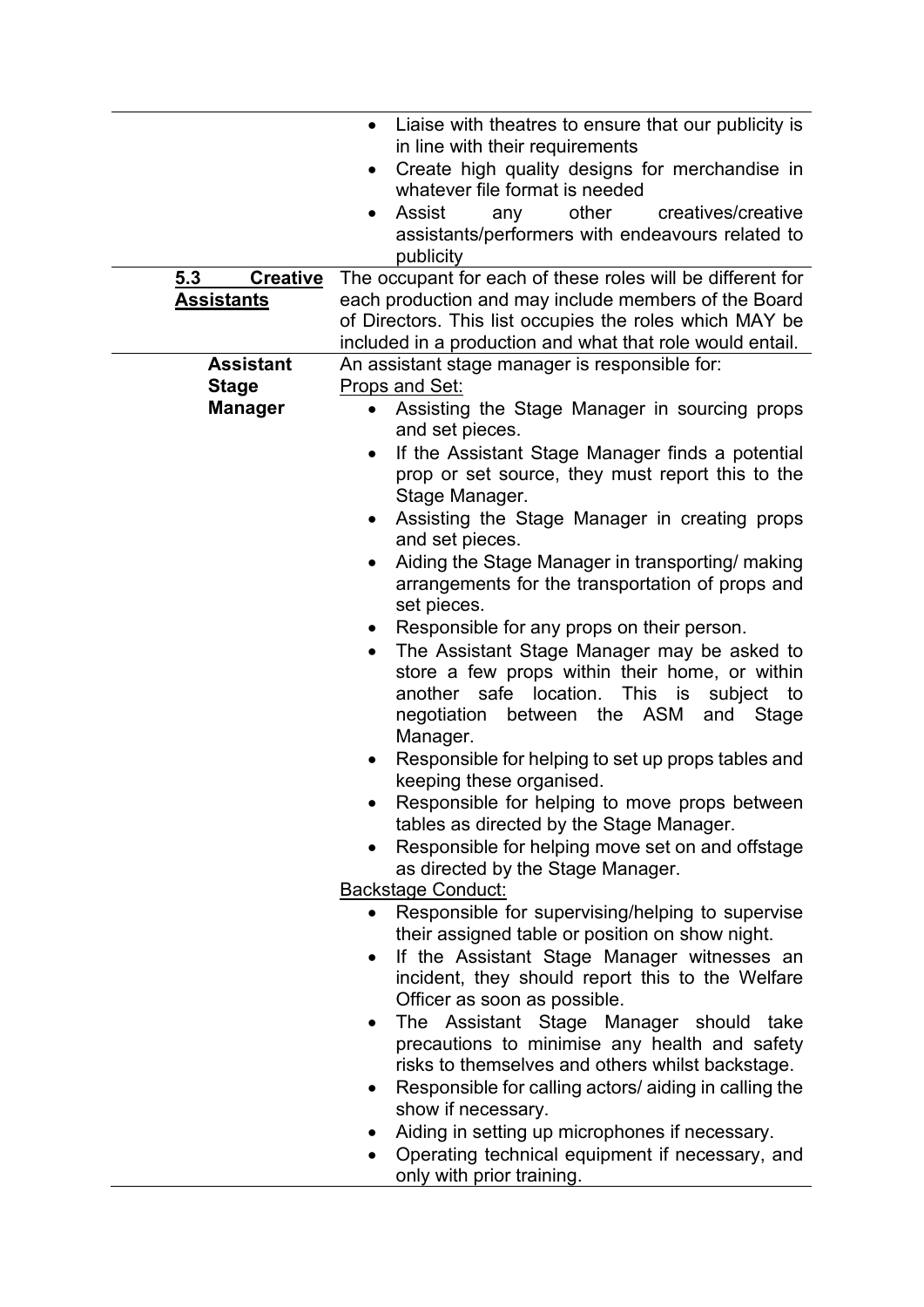| | |
|---|---|
| | • Liaise with theatres to ensure that our publicity is in line with their requirements<br>• Create high quality designs for merchandise in whatever file format is needed<br>• Assist any other creatives/creative assistants/performers with endeavours related to publicity |
| **5.3 Creative Assistants** | The occupant for each of these roles will be different for each production and may include members of the Board of Directors. This list occupies the roles which MAY be included in a production and what that role would entail. |
| **Assistant Stage Manager** | An assistant stage manager is responsible for:<br>Props and Set:<br>• Assisting the Stage Manager in sourcing props and set pieces.<br>• If the Assistant Stage Manager finds a potential prop or set source, they must report this to the Stage Manager.<br>• Assisting the Stage Manager in creating props and set pieces.<br>• Aiding the Stage Manager in transporting/ making arrangements for the transportation of props and set pieces.<br>• Responsible for any props on their person.<br>• The Assistant Stage Manager may be asked to store a few props within their home, or within another safe location. This is subject to negotiation between the ASM and Stage Manager.<br>• Responsible for helping to set up props tables and keeping these organised.<br>• Responsible for helping to move props between tables as directed by the Stage Manager.<br>• Responsible for helping move set on and offstage as directed by the Stage Manager.<br>Backstage Conduct:<br>• Responsible for supervising/helping to supervise their assigned table or position on show night.<br>• If the Assistant Stage Manager witnesses an incident, they should report this to the Welfare Officer as soon as possible.<br>• The Assistant Stage Manager should take precautions to minimise any health and safety risks to themselves and others whilst backstage.<br>• Responsible for calling actors/ aiding in calling the show if necessary.<br>• Aiding in setting up microphones if necessary.<br>• Operating technical equipment if necessary, and only with prior training. |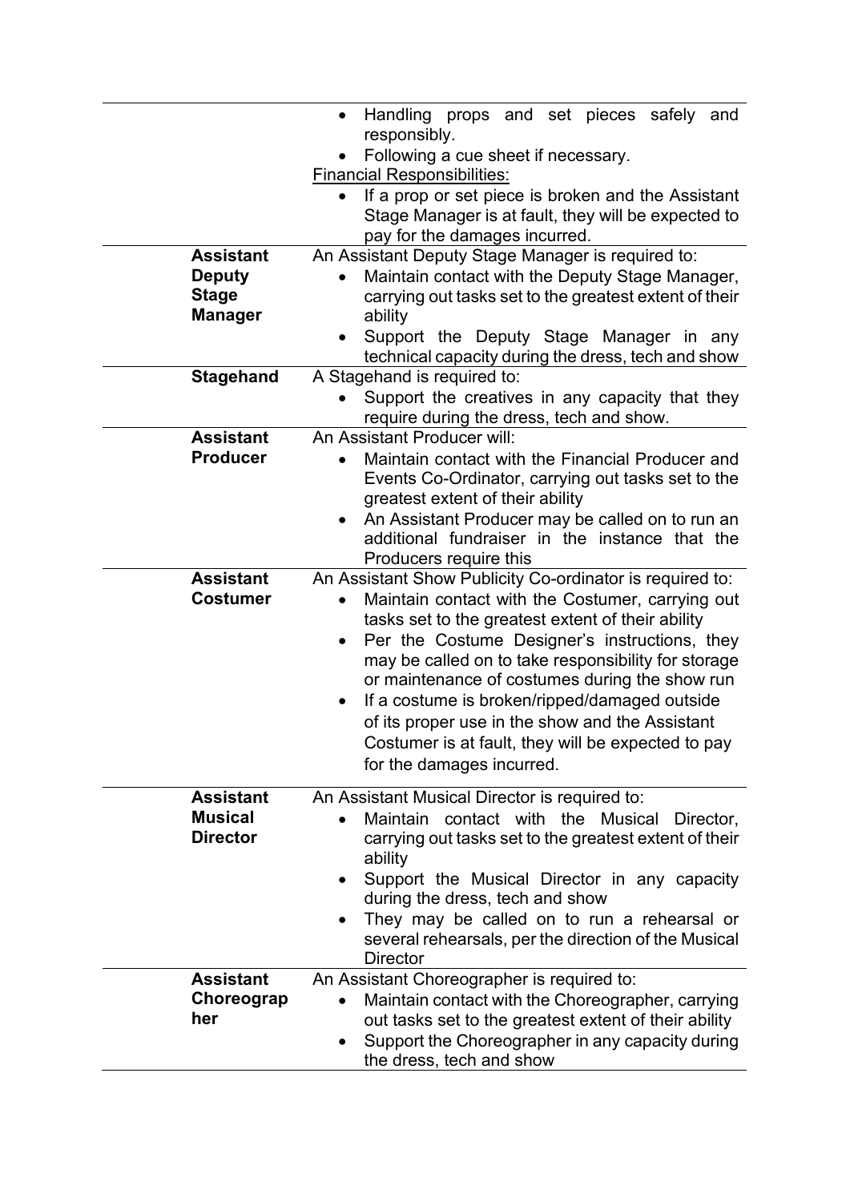| | |
|---|---|
| | • Handling props and set pieces safely and responsibly.<br>• Following a cue sheet if necessary.<br><u>Financial Responsibilities:</u><br>• If a prop or set piece is broken and the Assistant Stage Manager is at fault, they will be expected to pay for the damages incurred. |
| **Assistant Deputy Stage Manager** | An Assistant Deputy Stage Manager is required to:<br>• Maintain contact with the Deputy Stage Manager, carrying out tasks set to the greatest extent of their ability<br>• Support the Deputy Stage Manager in any technical capacity during the dress, tech and show |
| **Stagehand** | A Stagehand is required to:<br>• Support the creatives in any capacity that they require during the dress, tech and show. |
| **Assistant Producer** | An Assistant Producer will:<br>• Maintain contact with the Financial Producer and Events Co-Ordinator, carrying out tasks set to the greatest extent of their ability<br>• An Assistant Producer may be called on to run an additional fundraiser in the instance that the Producers require this |
| **Assistant Costumer** | An Assistant Show Publicity Co-ordinator is required to:<br>• Maintain contact with the Costumer, carrying out tasks set to the greatest extent of their ability<br>• Per the Costume Designer's instructions, they may be called on to take responsibility for storage or maintenance of costumes during the show run<br>• If a costume is broken/ripped/damaged outside of its proper use in the show and the Assistant Costumer is at fault, they will be expected to pay for the damages incurred. |
| **Assistant Musical Director** | An Assistant Musical Director is required to:<br>• Maintain contact with the Musical Director, carrying out tasks set to the greatest extent of their ability<br>• Support the Musical Director in any capacity during the dress, tech and show<br>• They may be called on to run a rehearsal or several rehearsals, per the direction of the Musical Director |
| **Assistant Choreographer** | An Assistant Choreographer is required to:<br>• Maintain contact with the Choreographer, carrying out tasks set to the greatest extent of their ability<br>• Support the Choreographer in any capacity during the dress, tech and show |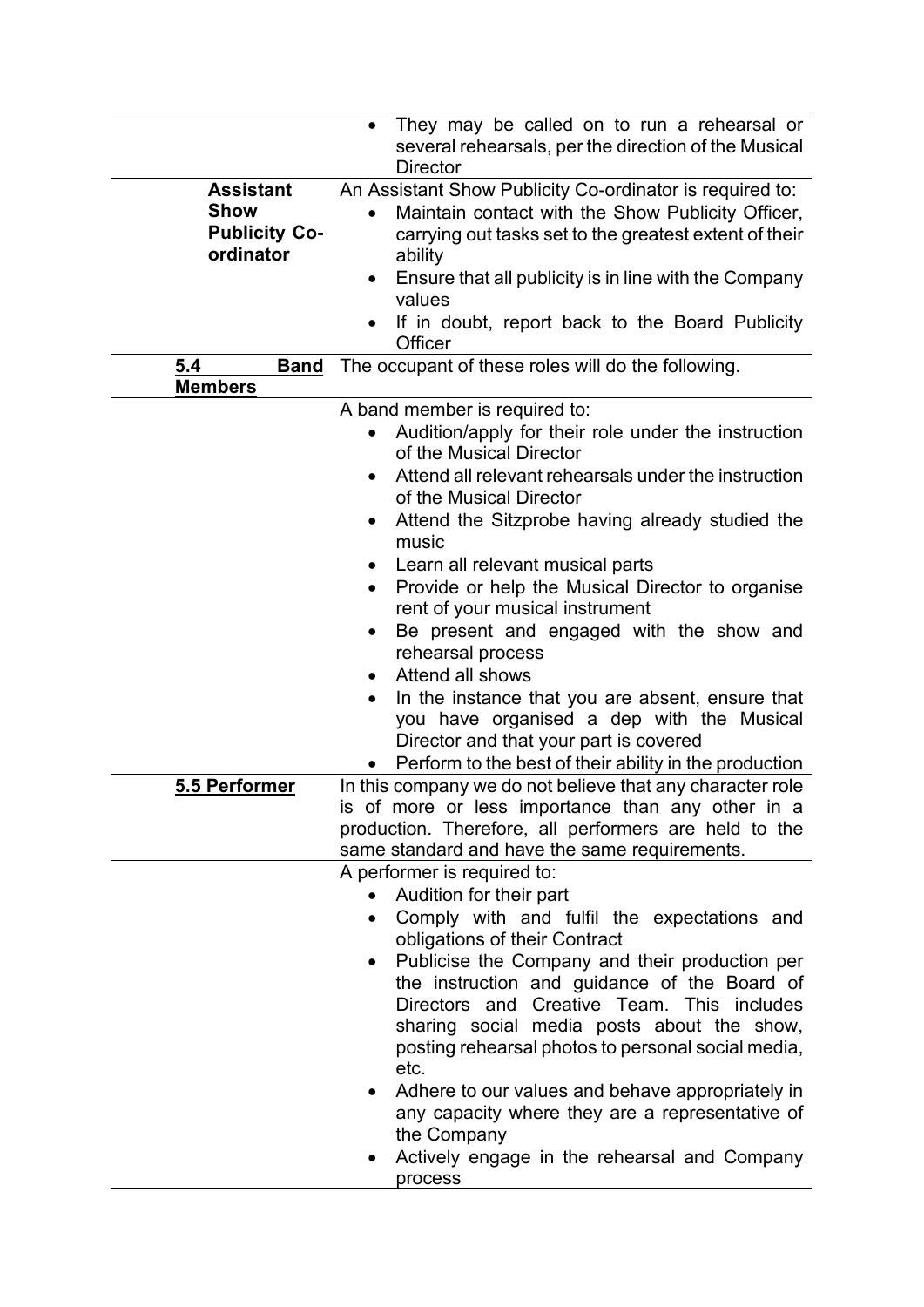| | |
|---|---|
| | • They may be called on to run a rehearsal or several rehearsals, per the direction of the Musical Director |
| **Assistant Show Publicity Co-ordinator** | An Assistant Show Publicity Co-ordinator is required to:<br>• Maintain contact with the Show Publicity Officer, carrying out tasks set to the greatest extent of their ability<br>• Ensure that all publicity is in line with the Company values<br>• If in doubt, report back to the Board Publicity Officer |
| **5.4 Band Members** | The occupant of these roles will do the following. |
| | A band member is required to:<br>• Audition/apply for their role under the instruction of the Musical Director<br>• Attend all relevant rehearsals under the instruction of the Musical Director<br>• Attend the Sitzprobe having already studied the music<br>• Learn all relevant musical parts<br>• Provide or help the Musical Director to organise rent of your musical instrument<br>• Be present and engaged with the show and rehearsal process<br>• Attend all shows<br>• In the instance that you are absent, ensure that you have organised a dep with the Musical Director and that your part is covered<br>• Perform to the best of their ability in the production |
| **5.5 Performer** | In this company we do not believe that any character role is of more or less importance than any other in a production. Therefore, all performers are held to the same standard and have the same requirements. |
| | A performer is required to:<br>• Audition for their part<br>• Comply with and fulfil the expectations and obligations of their Contract<br>• Publicise the Company and their production per the instruction and guidance of the Board of Directors and Creative Team. This includes sharing social media posts about the show, posting rehearsal photos to personal social media, etc.<br>• Adhere to our values and behave appropriately in any capacity where they are a representative of the Company<br>• Actively engage in the rehearsal and Company process |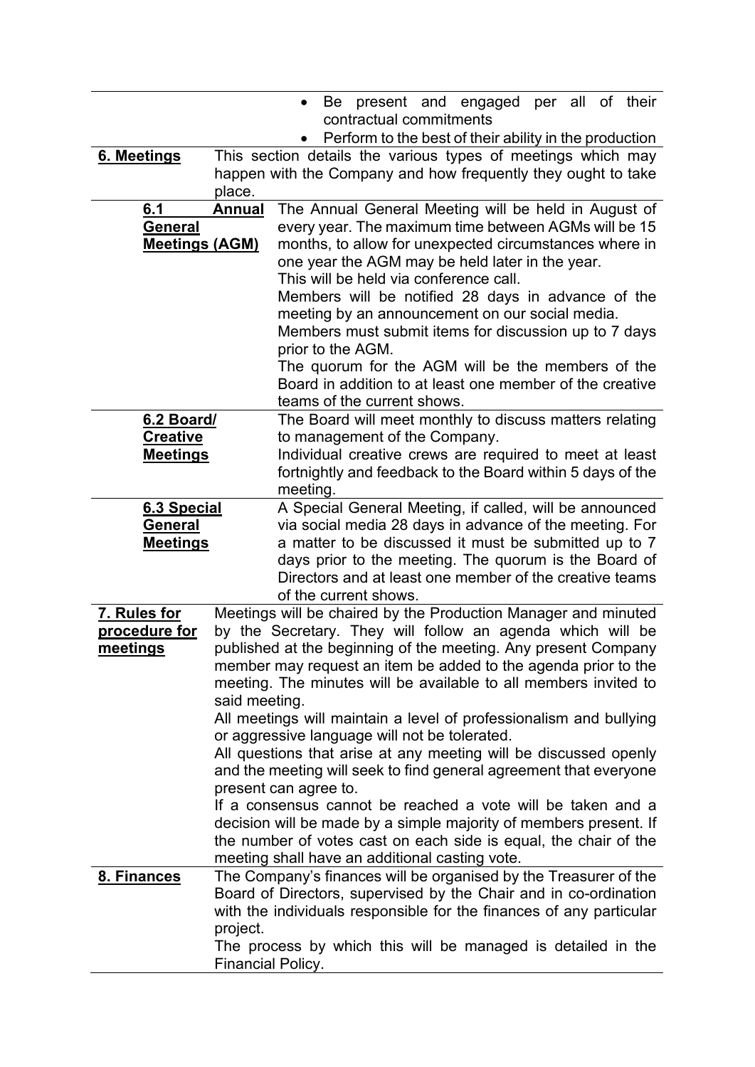| | |
|---|---|
| | • Be present and engaged per all of their contractual commitments<br>• Perform to the best of their ability in the production |
| **6. Meetings** | This section details the various types of meetings which may happen with the Company and how frequently they ought to take place. |
| **6.1 Annual General Meetings (AGM)** | The Annual General Meeting will be held in August of every year. The maximum time between AGMs will be 15 months, to allow for unexpected circumstances where in one year the AGM may be held later in the year.<br>This will be held via conference call.<br>Members will be notified 28 days in advance of the meeting by an announcement on our social media.<br>Members must submit items for discussion up to 7 days prior to the AGM.<br>The quorum for the AGM will be the members of the Board in addition to at least one member of the creative teams of the current shows. |
| **6.2 Board/ Creative Meetings** | The Board will meet monthly to discuss matters relating to management of the Company.<br>Individual creative crews are required to meet at least fortnightly and feedback to the Board within 5 days of the meeting. |
| **6.3 Special General Meetings** | A Special General Meeting, if called, will be announced via social media 28 days in advance of the meeting. For a matter to be discussed it must be submitted up to 7 days prior to the meeting. The quorum is the Board of Directors and at least one member of the creative teams of the current shows. |
| **7. Rules for procedure for meetings** | Meetings will be chaired by the Production Manager and minuted by the Secretary. They will follow an agenda which will be published at the beginning of the meeting. Any present Company member may request an item be added to the agenda prior to the meeting. The minutes will be available to all members invited to said meeting.<br>All meetings will maintain a level of professionalism and bullying or aggressive language will not be tolerated.<br>All questions that arise at any meeting will be discussed openly and the meeting will seek to find general agreement that everyone present can agree to.<br>If a consensus cannot be reached a vote will be taken and a decision will be made by a simple majority of members present. If the number of votes cast on each side is equal, the chair of the meeting shall have an additional casting vote. |
| **8. Finances** | The Company's finances will be organised by the Treasurer of the Board of Directors, supervised by the Chair and in co-ordination with the individuals responsible for the finances of any particular project.<br>The process by which this will be managed is detailed in the Financial Policy. |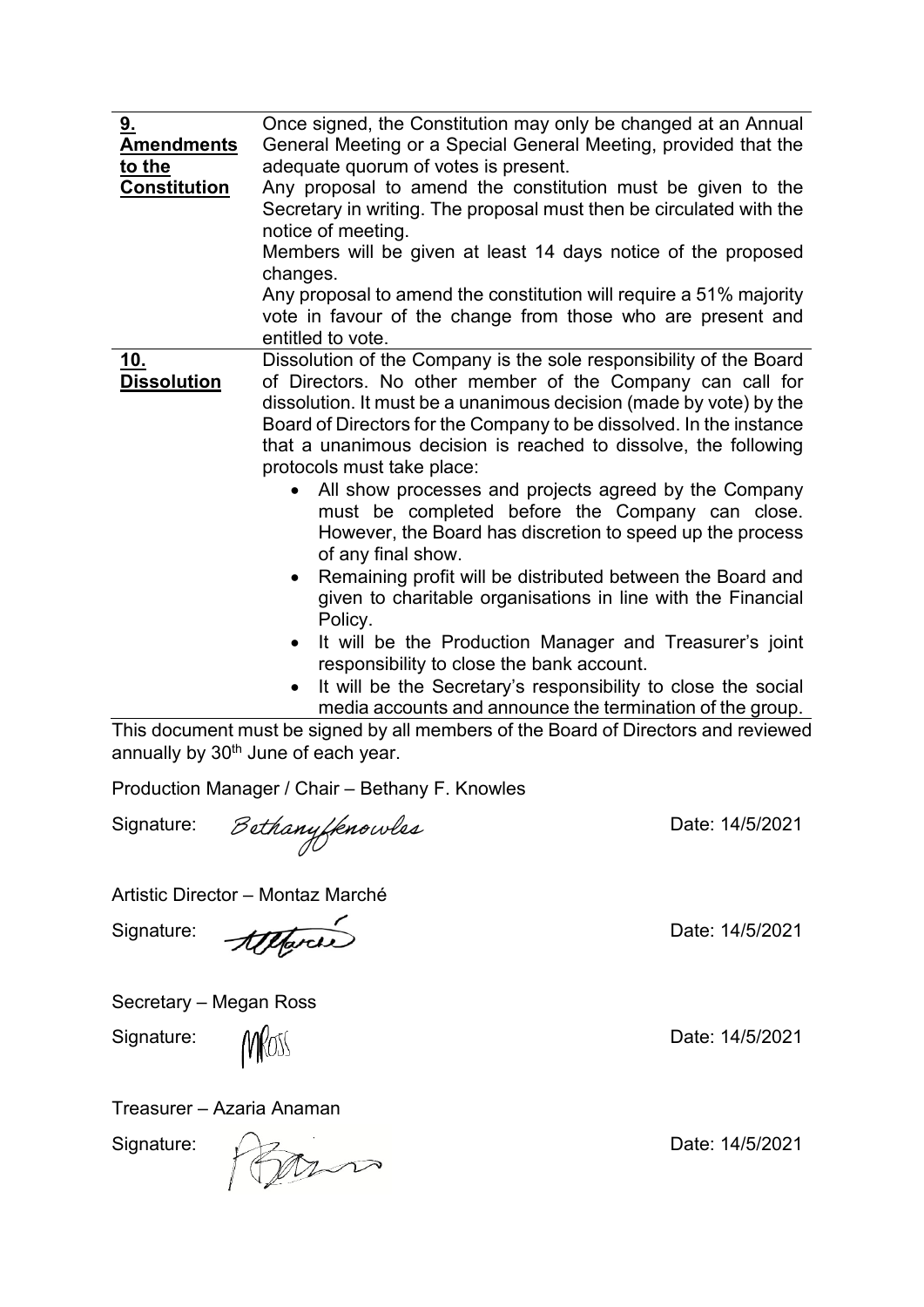| | |
|---|---|
| **9. Amendments to the Constitution** | Once signed, the Constitution may only be changed at an Annual General Meeting or a Special General Meeting, provided that the adequate quorum of votes is present.<br>Any proposal to amend the constitution must be given to the Secretary in writing. The proposal must then be circulated with the notice of meeting.<br>Members will be given at least 14 days notice of the proposed changes.<br>Any proposal to amend the constitution will require a 51% majority vote in favour of the change from those who are present and entitled to vote. |
| **10. Dissolution** | Dissolution of the Company is the sole responsibility of the Board of Directors. No other member of the Company can call for dissolution. It must be a unanimous decision (made by vote) by the Board of Directors for the Company to be dissolved. In the instance that a unanimous decision is reached to dissolve, the following protocols must take place:<br>• All show processes and projects agreed by the Company must be completed before the Company can close. However, the Board has discretion to speed up the process of any final show.<br>• Remaining profit will be distributed between the Board and given to charitable organisations in line with the Financial Policy.<br>• It will be the Production Manager and Treasurer's joint responsibility to close the bank account.<br>• It will be the Secretary's responsibility to close the social media accounts and announce the termination of the group. |

This document must be signed by all members of the Board of Directors and reviewed annually by 30th June of each year.

Production Manager / Chair – Bethany F. Knowles

Signature: Bethany f knowles Date: 14/5/2021

Artistic Director – Montaz Marché

Signature: Date: 14/5/2021

Secretary – Megan Ross

Signature: MRoss Date: 14/5/2021

Treasurer – Azaria Anaman

Signature: Date: 14/5/2021